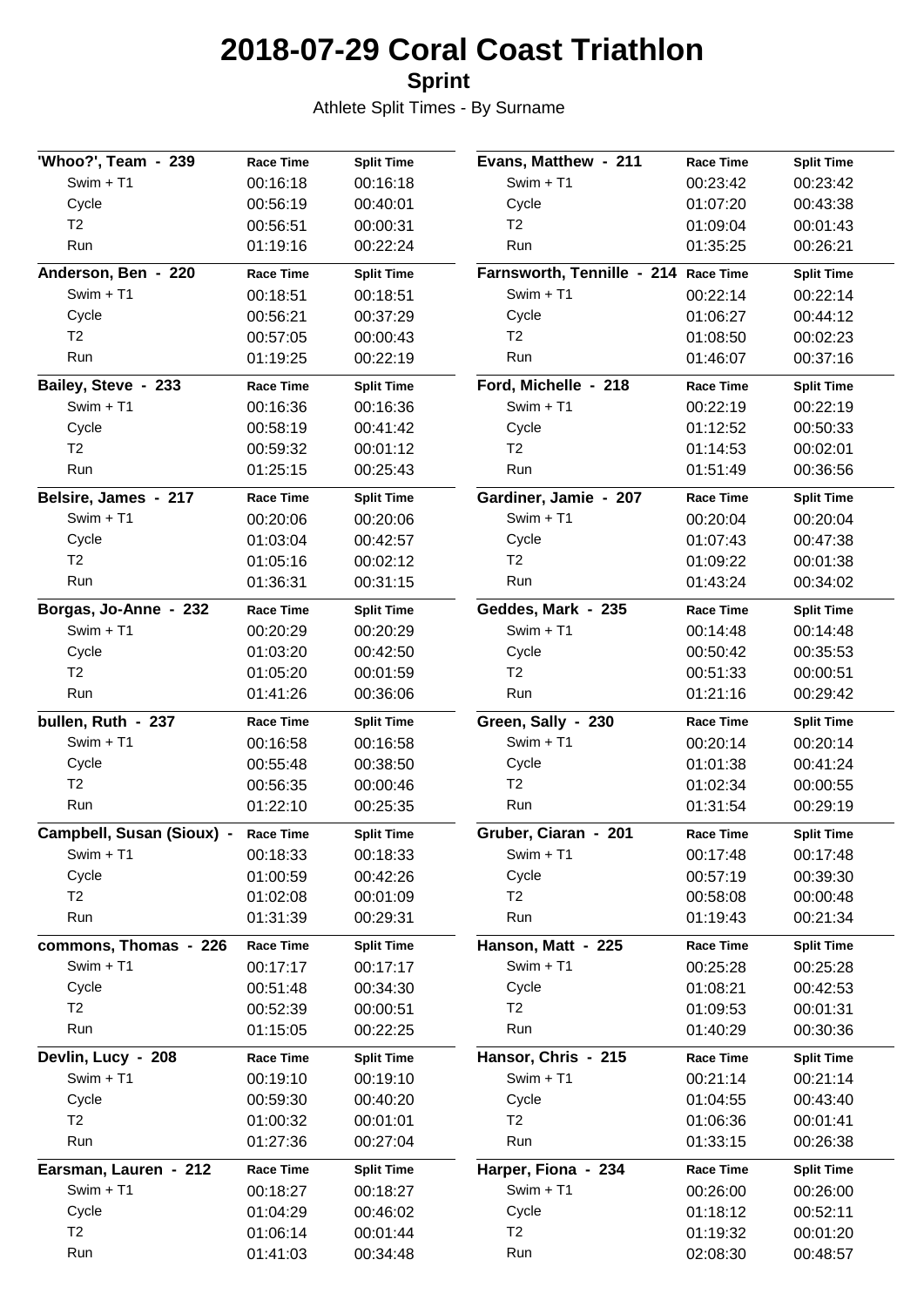# 2018-07-29 Coral Coast Triathlon

## Sprint

Athlete Split Times - By Surname

| 'Whoo?', Team - 239 | Race Time | Split Time |
|---|---|---|
| Swim + T1 | 00:16:18 | 00:16:18 |
| Cycle | 00:56:19 | 00:40:01 |
| T2 | 00:56:51 | 00:00:31 |
| Run | 01:19:16 | 00:22:24 |

| Anderson, Ben - 220 | Race Time | Split Time |
|---|---|---|
| Swim + T1 | 00:18:51 | 00:18:51 |
| Cycle | 00:56:21 | 00:37:29 |
| T2 | 00:57:05 | 00:00:43 |
| Run | 01:19:25 | 00:22:19 |

| Bailey, Steve - 233 | Race Time | Split Time |
|---|---|---|
| Swim + T1 | 00:16:36 | 00:16:36 |
| Cycle | 00:58:19 | 00:41:42 |
| T2 | 00:59:32 | 00:01:12 |
| Run | 01:25:15 | 00:25:43 |

| Belsire, James - 217 | Race Time | Split Time |
|---|---|---|
| Swim + T1 | 00:20:06 | 00:20:06 |
| Cycle | 01:03:04 | 00:42:57 |
| T2 | 01:05:16 | 00:02:12 |
| Run | 01:36:31 | 00:31:15 |

| Borgas, Jo-Anne - 232 | Race Time | Split Time |
|---|---|---|
| Swim + T1 | 00:20:29 | 00:20:29 |
| Cycle | 01:03:20 | 00:42:50 |
| T2 | 01:05:20 | 00:01:59 |
| Run | 01:41:26 | 00:36:06 |

| bullen, Ruth - 237 | Race Time | Split Time |
|---|---|---|
| Swim + T1 | 00:16:58 | 00:16:58 |
| Cycle | 00:55:48 | 00:38:50 |
| T2 | 00:56:35 | 00:00:46 |
| Run | 01:22:10 | 00:25:35 |

| Campbell, Susan (Sioux) - | Race Time | Split Time |
|---|---|---|
| Swim + T1 | 00:18:33 | 00:18:33 |
| Cycle | 01:00:59 | 00:42:26 |
| T2 | 01:02:08 | 00:01:09 |
| Run | 01:31:39 | 00:29:31 |

| commons, Thomas - 226 | Race Time | Split Time |
|---|---|---|
| Swim + T1 | 00:17:17 | 00:17:17 |
| Cycle | 00:51:48 | 00:34:30 |
| T2 | 00:52:39 | 00:00:51 |
| Run | 01:15:05 | 00:22:25 |

| Devlin, Lucy - 208 | Race Time | Split Time |
|---|---|---|
| Swim + T1 | 00:19:10 | 00:19:10 |
| Cycle | 00:59:30 | 00:40:20 |
| T2 | 01:00:32 | 00:01:01 |
| Run | 01:27:36 | 00:27:04 |

| Earsman, Lauren - 212 | Race Time | Split Time |
|---|---|---|
| Swim + T1 | 00:18:27 | 00:18:27 |
| Cycle | 01:04:29 | 00:46:02 |
| T2 | 01:06:14 | 00:01:44 |
| Run | 01:41:03 | 00:34:48 |

| Evans, Matthew - 211 | Race Time | Split Time |
|---|---|---|
| Swim + T1 | 00:23:42 | 00:23:42 |
| Cycle | 01:07:20 | 00:43:38 |
| T2 | 01:09:04 | 00:01:43 |
| Run | 01:35:25 | 00:26:21 |

| Farnsworth, Tennille - 214 | Race Time | Split Time |
|---|---|---|
| Swim + T1 | 00:22:14 | 00:22:14 |
| Cycle | 01:06:27 | 00:44:12 |
| T2 | 01:08:50 | 00:02:23 |
| Run | 01:46:07 | 00:37:16 |

| Ford, Michelle - 218 | Race Time | Split Time |
|---|---|---|
| Swim + T1 | 00:22:19 | 00:22:19 |
| Cycle | 01:12:52 | 00:50:33 |
| T2 | 01:14:53 | 00:02:01 |
| Run | 01:51:49 | 00:36:56 |

| Gardiner, Jamie - 207 | Race Time | Split Time |
|---|---|---|
| Swim + T1 | 00:20:04 | 00:20:04 |
| Cycle | 01:07:43 | 00:47:38 |
| T2 | 01:09:22 | 00:01:38 |
| Run | 01:43:24 | 00:34:02 |

| Geddes, Mark - 235 | Race Time | Split Time |
|---|---|---|
| Swim + T1 | 00:14:48 | 00:14:48 |
| Cycle | 00:50:42 | 00:35:53 |
| T2 | 00:51:33 | 00:00:51 |
| Run | 01:21:16 | 00:29:42 |

| Green, Sally - 230 | Race Time | Split Time |
|---|---|---|
| Swim + T1 | 00:20:14 | 00:20:14 |
| Cycle | 01:01:38 | 00:41:24 |
| T2 | 01:02:34 | 00:00:55 |
| Run | 01:31:54 | 00:29:19 |

| Gruber, Ciaran - 201 | Race Time | Split Time |
|---|---|---|
| Swim + T1 | 00:17:48 | 00:17:48 |
| Cycle | 00:57:19 | 00:39:30 |
| T2 | 00:58:08 | 00:00:48 |
| Run | 01:19:43 | 00:21:34 |

| Hanson, Matt - 225 | Race Time | Split Time |
|---|---|---|
| Swim + T1 | 00:25:28 | 00:25:28 |
| Cycle | 01:08:21 | 00:42:53 |
| T2 | 01:09:53 | 00:01:31 |
| Run | 01:40:29 | 00:30:36 |

| Hansor, Chris - 215 | Race Time | Split Time |
|---|---|---|
| Swim + T1 | 00:21:14 | 00:21:14 |
| Cycle | 01:04:55 | 00:43:40 |
| T2 | 01:06:36 | 00:01:41 |
| Run | 01:33:15 | 00:26:38 |

| Harper, Fiona - 234 | Race Time | Split Time |
|---|---|---|
| Swim + T1 | 00:26:00 | 00:26:00 |
| Cycle | 01:18:12 | 00:52:11 |
| T2 | 01:19:32 | 00:01:20 |
| Run | 02:08:30 | 00:48:57 |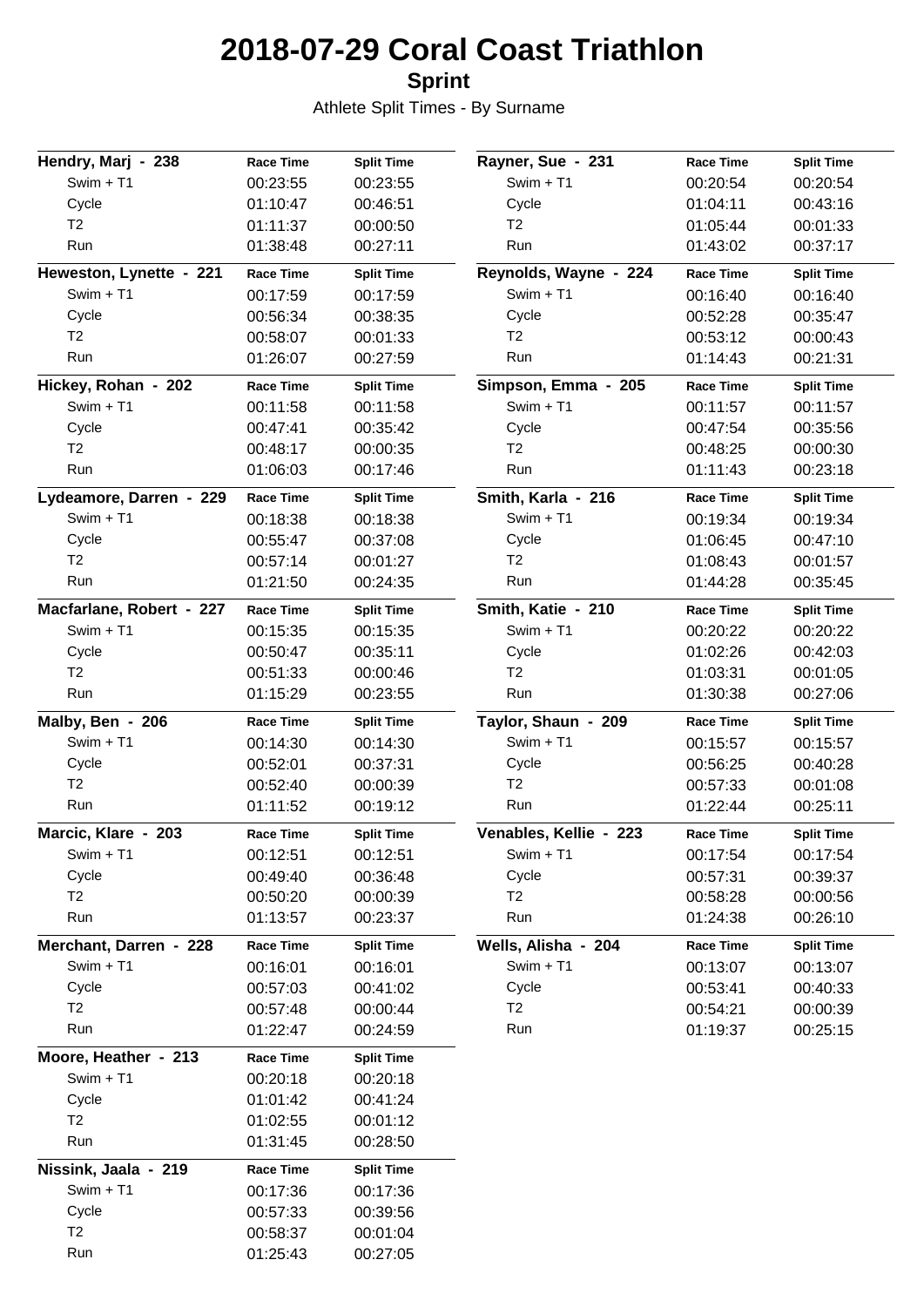# 2018-07-29 Coral Coast Triathlon

## Sprint

Athlete Split Times - By Surname

| Hendry, Marj - 238 | Race Time | Split Time |
|---|---|---|
| Swim + T1 | 00:23:55 | 00:23:55 |
| Cycle | 01:10:47 | 00:46:51 |
| T2 | 01:11:37 | 00:00:50 |
| Run | 01:38:48 | 00:27:11 |

| Heweston, Lynette - 221 | Race Time | Split Time |
|---|---|---|
| Swim + T1 | 00:17:59 | 00:17:59 |
| Cycle | 00:56:34 | 00:38:35 |
| T2 | 00:58:07 | 00:01:33 |
| Run | 01:26:07 | 00:27:59 |

| Hickey, Rohan - 202 | Race Time | Split Time |
|---|---|---|
| Swim + T1 | 00:11:58 | 00:11:58 |
| Cycle | 00:47:41 | 00:35:42 |
| T2 | 00:48:17 | 00:00:35 |
| Run | 01:06:03 | 00:17:46 |

| Lydeamore, Darren - 229 | Race Time | Split Time |
|---|---|---|
| Swim + T1 | 00:18:38 | 00:18:38 |
| Cycle | 00:55:47 | 00:37:08 |
| T2 | 00:57:14 | 00:01:27 |
| Run | 01:21:50 | 00:24:35 |

| Macfarlane, Robert - 227 | Race Time | Split Time |
|---|---|---|
| Swim + T1 | 00:15:35 | 00:15:35 |
| Cycle | 00:50:47 | 00:35:11 |
| T2 | 00:51:33 | 00:00:46 |
| Run | 01:15:29 | 00:23:55 |

| Malby, Ben - 206 | Race Time | Split Time |
|---|---|---|
| Swim + T1 | 00:14:30 | 00:14:30 |
| Cycle | 00:52:01 | 00:37:31 |
| T2 | 00:52:40 | 00:00:39 |
| Run | 01:11:52 | 00:19:12 |

| Marcic, Klare - 203 | Race Time | Split Time |
|---|---|---|
| Swim + T1 | 00:12:51 | 00:12:51 |
| Cycle | 00:49:40 | 00:36:48 |
| T2 | 00:50:20 | 00:00:39 |
| Run | 01:13:57 | 00:23:37 |

| Merchant, Darren - 228 | Race Time | Split Time |
|---|---|---|
| Swim + T1 | 00:16:01 | 00:16:01 |
| Cycle | 00:57:03 | 00:41:02 |
| T2 | 00:57:48 | 00:00:44 |
| Run | 01:22:47 | 00:24:59 |

| Moore, Heather - 213 | Race Time | Split Time |
|---|---|---|
| Swim + T1 | 00:20:18 | 00:20:18 |
| Cycle | 01:01:42 | 00:41:24 |
| T2 | 01:02:55 | 00:01:12 |
| Run | 01:31:45 | 00:28:50 |

| Nissink, Jaala - 219 | Race Time | Split Time |
|---|---|---|
| Swim + T1 | 00:17:36 | 00:17:36 |
| Cycle | 00:57:33 | 00:39:56 |
| T2 | 00:58:37 | 00:01:04 |
| Run | 01:25:43 | 00:27:05 |

| Rayner, Sue - 231 | Race Time | Split Time |
|---|---|---|
| Swim + T1 | 00:20:54 | 00:20:54 |
| Cycle | 01:04:11 | 00:43:16 |
| T2 | 01:05:44 | 00:01:33 |
| Run | 01:43:02 | 00:37:17 |

| Reynolds, Wayne - 224 | Race Time | Split Time |
|---|---|---|
| Swim + T1 | 00:16:40 | 00:16:40 |
| Cycle | 00:52:28 | 00:35:47 |
| T2 | 00:53:12 | 00:00:43 |
| Run | 01:14:43 | 00:21:31 |

| Simpson, Emma - 205 | Race Time | Split Time |
|---|---|---|
| Swim + T1 | 00:11:57 | 00:11:57 |
| Cycle | 00:47:54 | 00:35:56 |
| T2 | 00:48:25 | 00:00:30 |
| Run | 01:11:43 | 00:23:18 |

| Smith, Karla - 216 | Race Time | Split Time |
|---|---|---|
| Swim + T1 | 00:19:34 | 00:19:34 |
| Cycle | 01:06:45 | 00:47:10 |
| T2 | 01:08:43 | 00:01:57 |
| Run | 01:44:28 | 00:35:45 |

| Smith, Katie - 210 | Race Time | Split Time |
|---|---|---|
| Swim + T1 | 00:20:22 | 00:20:22 |
| Cycle | 01:02:26 | 00:42:03 |
| T2 | 01:03:31 | 00:01:05 |
| Run | 01:30:38 | 00:27:06 |

| Taylor, Shaun - 209 | Race Time | Split Time |
|---|---|---|
| Swim + T1 | 00:15:57 | 00:15:57 |
| Cycle | 00:56:25 | 00:40:28 |
| T2 | 00:57:33 | 00:01:08 |
| Run | 01:22:44 | 00:25:11 |

| Venables, Kellie - 223 | Race Time | Split Time |
|---|---|---|
| Swim + T1 | 00:17:54 | 00:17:54 |
| Cycle | 00:57:31 | 00:39:37 |
| T2 | 00:58:28 | 00:00:56 |
| Run | 01:24:38 | 00:26:10 |

| Wells, Alisha - 204 | Race Time | Split Time |
|---|---|---|
| Swim + T1 | 00:13:07 | 00:13:07 |
| Cycle | 00:53:41 | 00:40:33 |
| T2 | 00:54:21 | 00:00:39 |
| Run | 01:19:37 | 00:25:15 |